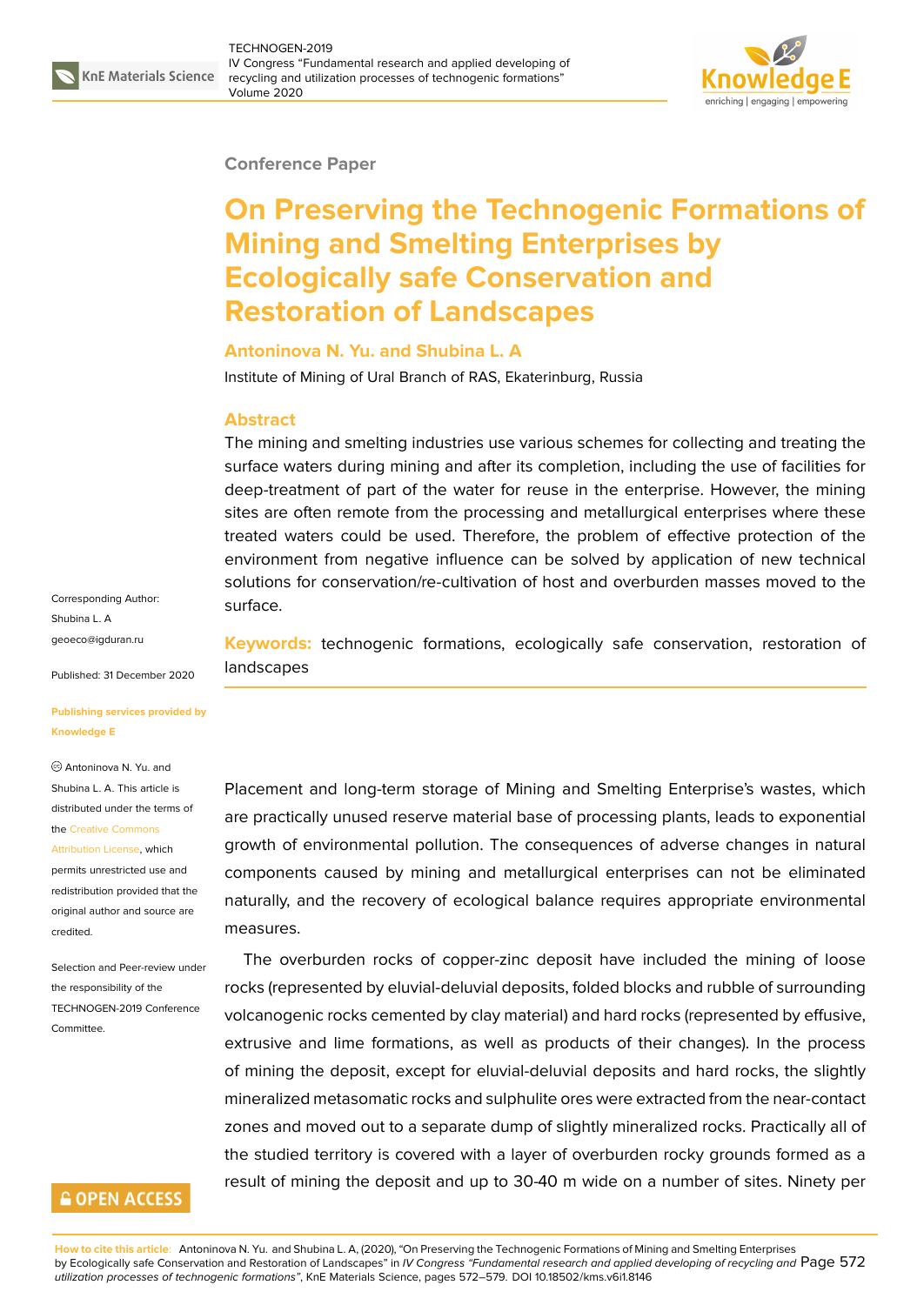Conference Paper

# On Preserving the Technogenic Formations of Mining and Smelting Enterprises by Ecologically safe Conservation and Restoration of Landscapes

**Antoninova N. Yu. and Shubina L. A**

Institute of Mining of Ural Branch of RAS, Ekaterinburg, Russia

## Abstract

The mining and smelting industries use various schemes for collecting and treating the surface waters during mining and after its completion, including the use of facilities for deep-treatment of part of the water for reuse in the enterprise. However, the mining sites are often remote from the processing and metallurgical enterprises where these treated waters could be used. Therefore, the problem of effective protection of the environment from negative influence can be solved by application of new technical solutions for conservation/re-cultivation of host and overburden masses moved to the surface.

**Keywords:** technogenic formations, ecologically safe conservation, restoration of landscapes

Corresponding Author: Shubina L. A geoeco@igduran.ru

Published: 31 December 2020

Publishing services provided by Knowledge E

© Antoninova N. Yu. and Shubina L. A. This article is distributed under the terms of the Creative Commons Attribution License, which permits unrestricted use and redistribution provided that the original author and source are credited.

Selection and Peer-review under the responsibility of the TECHNOGEN-2019 Conference Committee.

Placement and long-term storage of Mining and Smelting Enterprise's wastes, which are practically unused reserve material base of processing plants, leads to exponential growth of environmental pollution. The consequences of adverse changes in natural components caused by mining and metallurgical enterprises can not be eliminated naturally, and the recovery of ecological balance requires appropriate environmental measures.

The overburden rocks of copper-zinc deposit have included the mining of loose rocks (represented by eluvial-deluvial deposits, folded blocks and rubble of surrounding volcanogenic rocks cemented by clay material) and hard rocks (represented by effusive, extrusive and lime formations, as well as products of their changes). In the process of mining the deposit, except for eluvial-deluvial deposits and hard rocks, the slightly mineralized metasomatic rocks and sulphulite ores were extracted from the near-contact zones and moved out to a separate dump of slightly mineralized rocks. Practically all of the studied territory is covered with a layer of overburden rocky grounds formed as a result of mining the deposit and up to 30-40 m wide on a number of sites. Ninety per

**How to cite this article**: Antoninova N. Yu. and Shubina L. A, (2020), "On Preserving the Technogenic Formations of Mining and Smelting Enterprises by Ecologically safe Conservation and Restoration of Landscapes" in *IV Congress "Fundamental research and applied developing of recycling and utilization processes of technogenic formations"*, KnE Materials Science, pages 572–579. DOI 10.18502/kms.v6i1.8146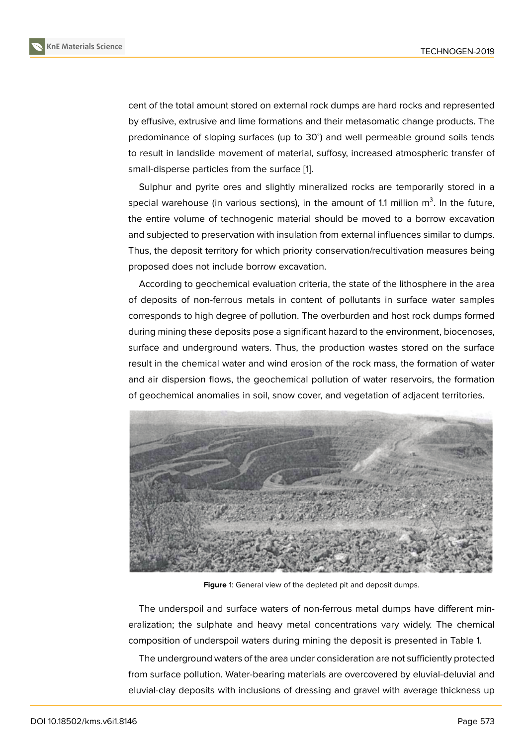cent of the total amount stored on external rock dumps are hard rocks and represented by effusive, extrusive and lime formations and their metasomatic change products. The predominance of sloping surfaces (up to 30°) and well permeable ground soils tends to result in landslide movement of material, suffosy, increased atmospheric transfer of small-disperse particles from the surface [1].

Sulphur and pyrite ores and slightly mineralized rocks are temporarily stored in a special warehouse (in various sections), in the amount of 1.1 million $m^3$. In the future, the entire volume of technogenic material should be moved to a borrow excavation and subjected to preservation with insulation from external influences similar to dumps. Thus, the deposit territory for which priority conservation/recultivation measures being proposed does not include borrow excavation.

According to geochemical evaluation criteria, the state of the lithosphere in the area of deposits of non-ferrous metals in content of pollutants in surface water samples corresponds to high degree of pollution. The overburden and host rock dumps formed during mining these deposits pose a significant hazard to the environment, biocenoses, surface and underground waters. Thus, the production wastes stored on the surface result in the chemical water and wind erosion of the rock mass, the formation of water and air dispersion flows, the geochemical pollution of water reservoirs, the formation of geochemical anomalies in soil, snow cover, and vegetation of adjacent territories.

**Figure** 1: General view of the depleted pit and deposit dumps.

The underspoil and surface waters of non-ferrous metal dumps have different mineralization; the sulphate and heavy metal concentrations vary widely. The chemical composition of underspoil waters during mining the deposit is presented in Table 1.

The underground waters of the area under consideration are not sufficiently protected from surface pollution. Water-bearing materials are overcovered by eluvial-deluvial and eluvial-clay deposits with inclusions of dressing and gravel with average thickness up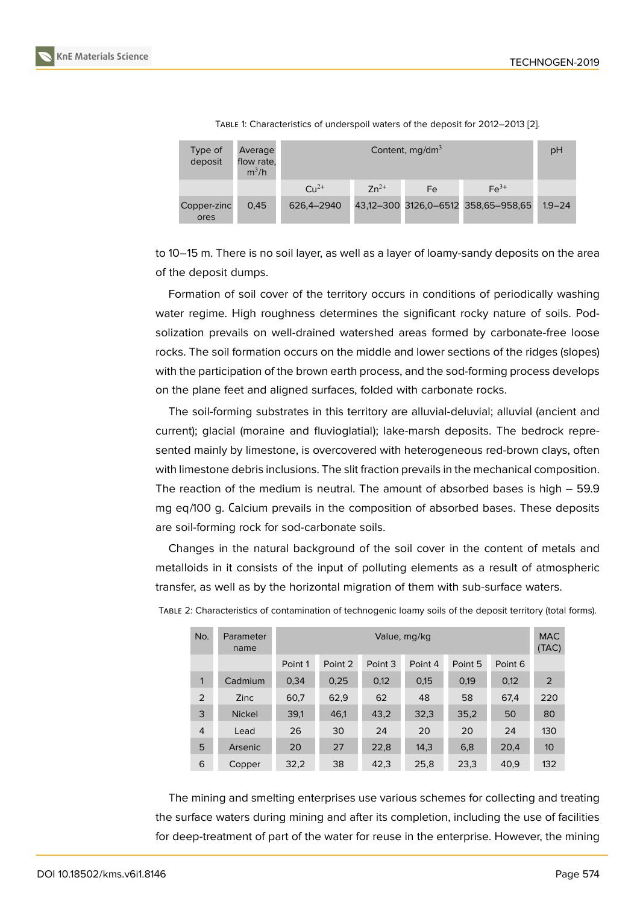Table 1: Characteristics of underspoil waters of the deposit for 2012–2013 [2].

| Type of deposit | Average flow rate, $m^3/h$ | Content, $mg/dm^3$ | | | | pH |
|---|---|---|---|---|---|---|
| | | $Cu^{2+}$ | $Zn^{2+}$ | Fe | $Fe^{3+}$ | |
| Copper-zinc ores | 0,45 | 626,4–2940 | 43,12–300 | 3126,0–6512 | 358,65–958,65 | 1.9–24 |

to 10–15 m. There is no soil layer, as well as a layer of loamy-sandy deposits on the area of the deposit dumps.

Formation of soil cover of the territory occurs in conditions of periodically washing water regime. High roughness determines the significant rocky nature of soils. Podsolization prevails on well-drained watershed areas formed by carbonate-free loose rocks. The soil formation occurs on the middle and lower sections of the ridges (slopes) with the participation of the brown earth process, and the sod-forming process develops on the plane feet and aligned surfaces, folded with carbonate rocks.

The soil-forming substrates in this territory are alluvial-deluvial; alluvial (ancient and current); glacial (moraine and fluvioglatial); lake-marsh deposits. The bedrock represented mainly by limestone, is overcovered with heterogeneous red-brown clays, often with limestone debris inclusions. The slit fraction prevails in the mechanical composition. The reaction of the medium is neutral. The amount of absorbed bases is high – 59.9 mg eq/100 g. Calcium prevails in the composition of absorbed bases. These deposits are soil-forming rock for sod-carbonate soils.

Changes in the natural background of the soil cover in the content of metals and metalloids in it consists of the input of polluting elements as a result of atmospheric transfer, as well as by the horizontal migration of them with sub-surface waters.

Table 2: Characteristics of contamination of technogenic loamy soils of the deposit territory (total forms).

| No. | Parameter name | Value, mg/kg | | | | | | MAC (TAC) |
|---|---|---|---|---|---|---|---|---|
| | | Point 1 | Point 2 | Point 3 | Point 4 | Point 5 | Point 6 | |
| 1 | Cadmium | 0,34 | 0,25 | 0,12 | 0,15 | 0,19 | 0,12 | 2 |
| 2 | Zinc | 60,7 | 62,9 | 62 | 48 | 58 | 67,4 | 220 |
| 3 | Nickel | 39,1 | 46,1 | 43,2 | 32,3 | 35,2 | 50 | 80 |
| 4 | Lead | 26 | 30 | 24 | 20 | 20 | 24 | 130 |
| 5 | Arsenic | 20 | 27 | 22,8 | 14,3 | 6,8 | 20,4 | 10 |
| 6 | Copper | 32,2 | 38 | 42,3 | 25,8 | 23,3 | 40,9 | 132 |

The mining and smelting enterprises use various schemes for collecting and treating the surface waters during mining and after its completion, including the use of facilities for deep-treatment of part of the water for reuse in the enterprise. However, the mining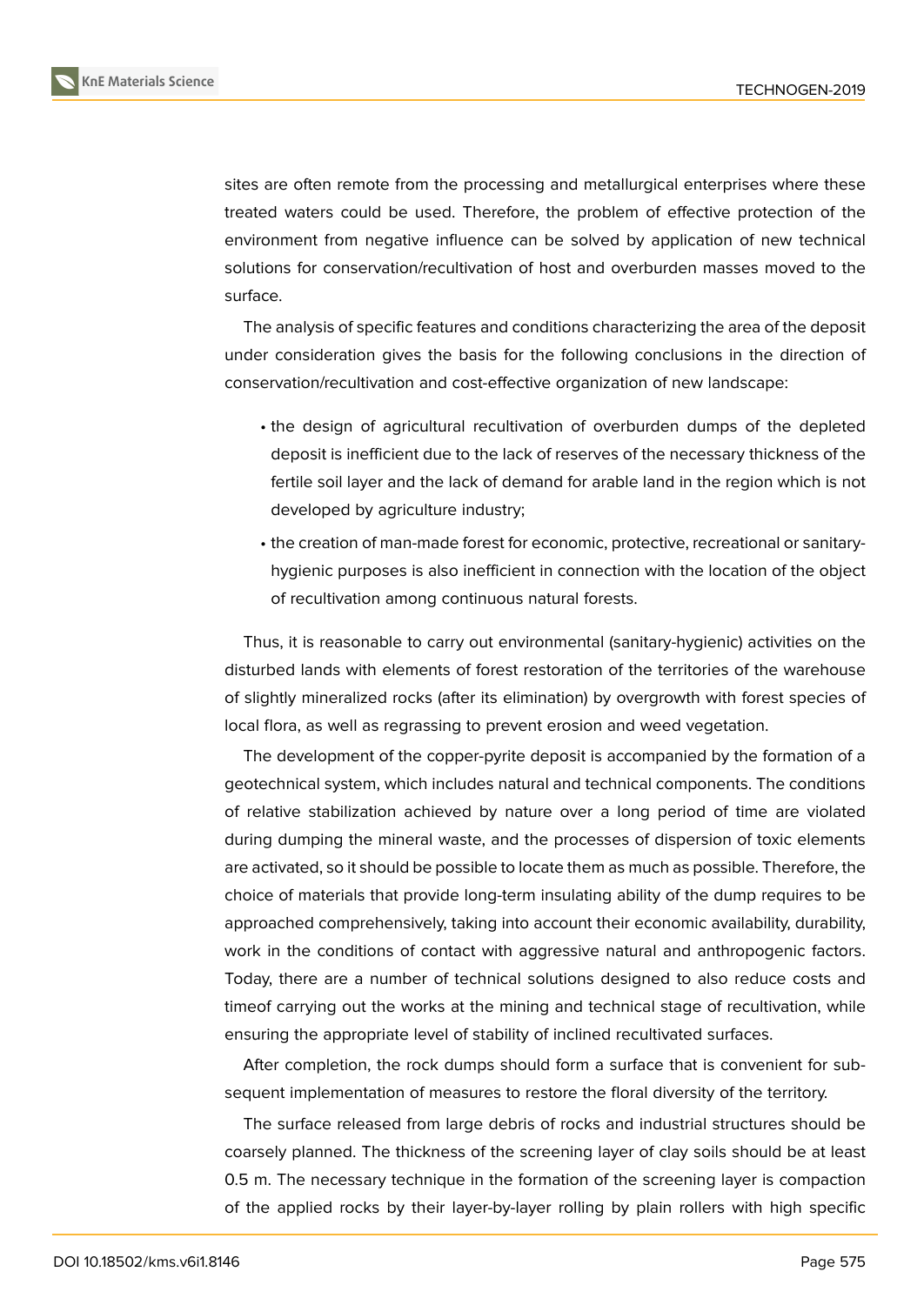sites are often remote from the processing and metallurgical enterprises where these treated waters could be used. Therefore, the problem of effective protection of the environment from negative influence can be solved by application of new technical solutions for conservation/recultivation of host and overburden masses moved to the surface.

The analysis of specific features and conditions characterizing the area of the deposit under consideration gives the basis for the following conclusions in the direction of conservation/recultivation and cost-effective organization of new landscape:

- the design of agricultural recultivation of overburden dumps of the depleted deposit is inefficient due to the lack of reserves of the necessary thickness of the fertile soil layer and the lack of demand for arable land in the region which is not developed by agriculture industry;
- the creation of man-made forest for economic, protective, recreational or sanitary-hygienic purposes is also inefficient in connection with the location of the object of recultivation among continuous natural forests.

Thus, it is reasonable to carry out environmental (sanitary-hygienic) activities on the disturbed lands with elements of forest restoration of the territories of the warehouse of slightly mineralized rocks (after its elimination) by overgrowth with forest species of local flora, as well as regrassing to prevent erosion and weed vegetation.

The development of the copper-pyrite deposit is accompanied by the formation of a geotechnical system, which includes natural and technical components. The conditions of relative stabilization achieved by nature over a long period of time are violated during dumping the mineral waste, and the processes of dispersion of toxic elements are activated, so it should be possible to locate them as much as possible. Therefore, the choice of materials that provide long-term insulating ability of the dump requires to be approached comprehensively, taking into account their economic availability, durability, work in the conditions of contact with aggressive natural and anthropogenic factors. Today, there are a number of technical solutions designed to also reduce costs and timeof carrying out the works at the mining and technical stage of recultivation, while ensuring the appropriate level of stability of inclined recultivated surfaces.

After completion, the rock dumps should form a surface that is convenient for subsequent implementation of measures to restore the floral diversity of the territory.

The surface released from large debris of rocks and industrial structures should be coarsely planned. The thickness of the screening layer of clay soils should be at least 0.5 m. The necessary technique in the formation of the screening layer is compaction of the applied rocks by their layer-by-layer rolling by plain rollers with high specific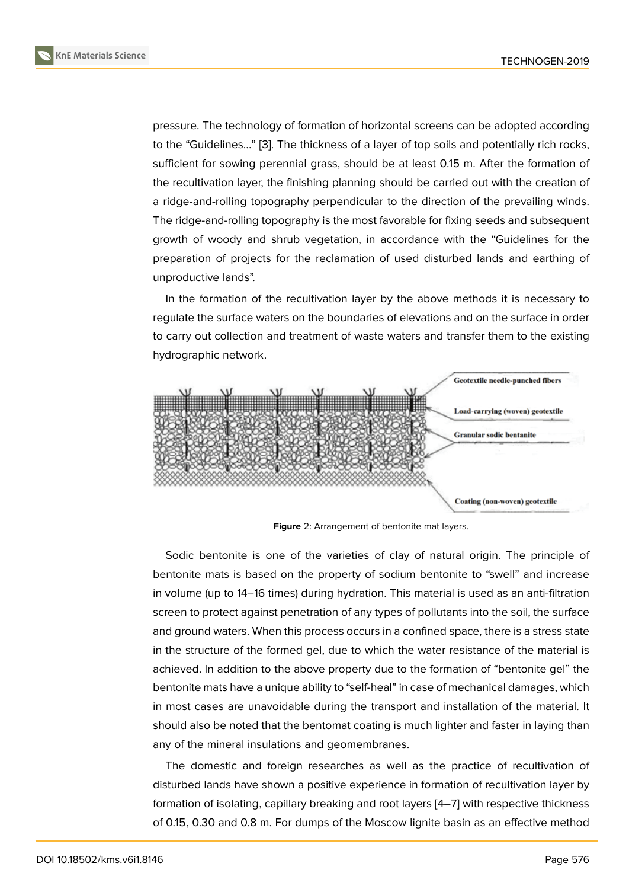pressure. The technology of formation of horizontal screens can be adopted according to the "Guidelines..." [3]. The thickness of a layer of top soils and potentially rich rocks, sufficient for sowing perennial grass, should be at least 0.15 m. After the formation of the recultivation layer, the finishing planning should be carried out with the creation of a ridge-and-rolling topography perpendicular to the direction of the prevailing winds. The ridge-and-rolling topography is the most favorable for fixing seeds and subsequent growth of woody and shrub vegetation, in accordance with the "Guidelines for the preparation of projects for the reclamation of used disturbed lands and earthing of unproductive lands".

In the formation of the recultivation layer by the above methods it is necessary to regulate the surface waters on the boundaries of elevations and on the surface in order to carry out collection and treatment of waste waters and transfer them to the existing hydrographic network.

Geotextile needle-punched fibers

Load-carrying (woven) geotextile

Granular sodic bentanite

Coating (non-woven) geotextile

**Figure** 2: Arrangement of bentonite mat layers.

Sodic bentonite is one of the varieties of clay of natural origin. The principle of bentonite mats is based on the property of sodium bentonite to "swell" and increase in volume (up to 14–16 times) during hydration. This material is used as an anti-filtration screen to protect against penetration of any types of pollutants into the soil, the surface and ground waters. When this process occurs in a confined space, there is a stress state in the structure of the formed gel, due to which the water resistance of the material is achieved. In addition to the above property due to the formation of "bentonite gel" the bentonite mats have a unique ability to "self-heal" in case of mechanical damages, which in most cases are unavoidable during the transport and installation of the material. It should also be noted that the bentomat coating is much lighter and faster in laying than any of the mineral insulations and geomembranes.

The domestic and foreign researches as well as the practice of recultivation of disturbed lands have shown a positive experience in formation of recultivation layer by formation of isolating, capillary breaking and root layers [4–7] with respective thickness of 0.15, 0.30 and 0.8 m. For dumps of the Moscow lignite basin as an effective method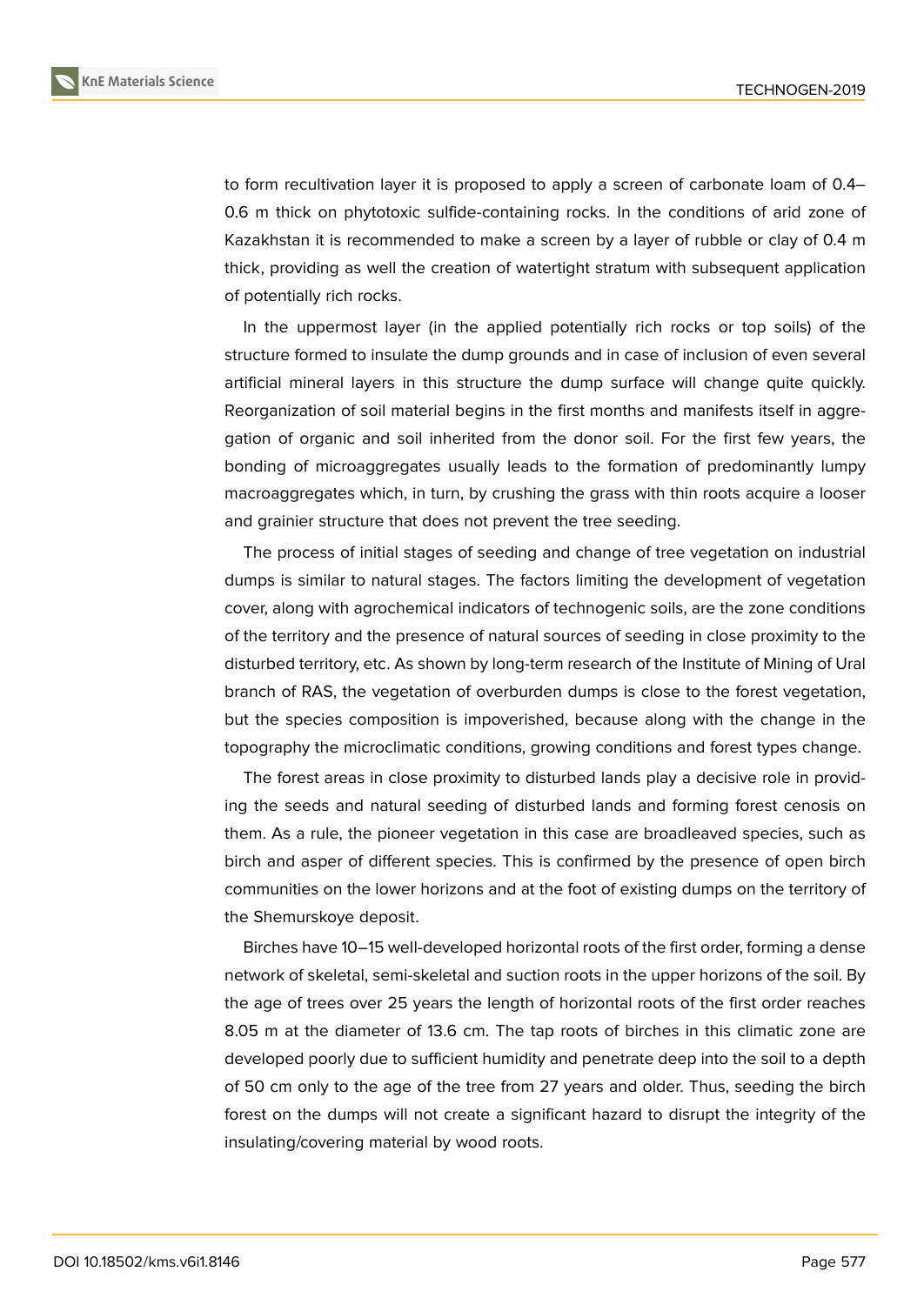to form recultivation layer it is proposed to apply a screen of carbonate loam of 0.4–0.6 m thick on phytotoxic sulfide-containing rocks. In the conditions of arid zone of Kazakhstan it is recommended to make a screen by a layer of rubble or clay of 0.4 m thick, providing as well the creation of watertight stratum with subsequent application of potentially rich rocks.

In the uppermost layer (in the applied potentially rich rocks or top soils) of the structure formed to insulate the dump grounds and in case of inclusion of even several artificial mineral layers in this structure the dump surface will change quite quickly. Reorganization of soil material begins in the first months and manifests itself in aggregation of organic and soil inherited from the donor soil. For the first few years, the bonding of microaggregates usually leads to the formation of predominantly lumpy macroaggregates which, in turn, by crushing the grass with thin roots acquire a looser and grainier structure that does not prevent the tree seeding.

The process of initial stages of seeding and change of tree vegetation on industrial dumps is similar to natural stages. The factors limiting the development of vegetation cover, along with agrochemical indicators of technogenic soils, are the zone conditions of the territory and the presence of natural sources of seeding in close proximity to the disturbed territory, etc. As shown by long-term research of the Institute of Mining of Ural branch of RAS, the vegetation of overburden dumps is close to the forest vegetation, but the species composition is impoverished, because along with the change in the topography the microclimatic conditions, growing conditions and forest types change.

The forest areas in close proximity to disturbed lands play a decisive role in providing the seeds and natural seeding of disturbed lands and forming forest cenosis on them. As a rule, the pioneer vegetation in this case are broadleaved species, such as birch and asper of different species. This is confirmed by the presence of open birch communities on the lower horizons and at the foot of existing dumps on the territory of the Shemurskoye deposit.

Birches have 10–15 well-developed horizontal roots of the first order, forming a dense network of skeletal, semi-skeletal and suction roots in the upper horizons of the soil. By the age of trees over 25 years the length of horizontal roots of the first order reaches 8.05 m at the diameter of 13.6 cm. The tap roots of birches in this climatic zone are developed poorly due to sufficient humidity and penetrate deep into the soil to a depth of 50 cm only to the age of the tree from 27 years and older. Thus, seeding the birch forest on the dumps will not create a significant hazard to disrupt the integrity of the insulating/covering material by wood roots.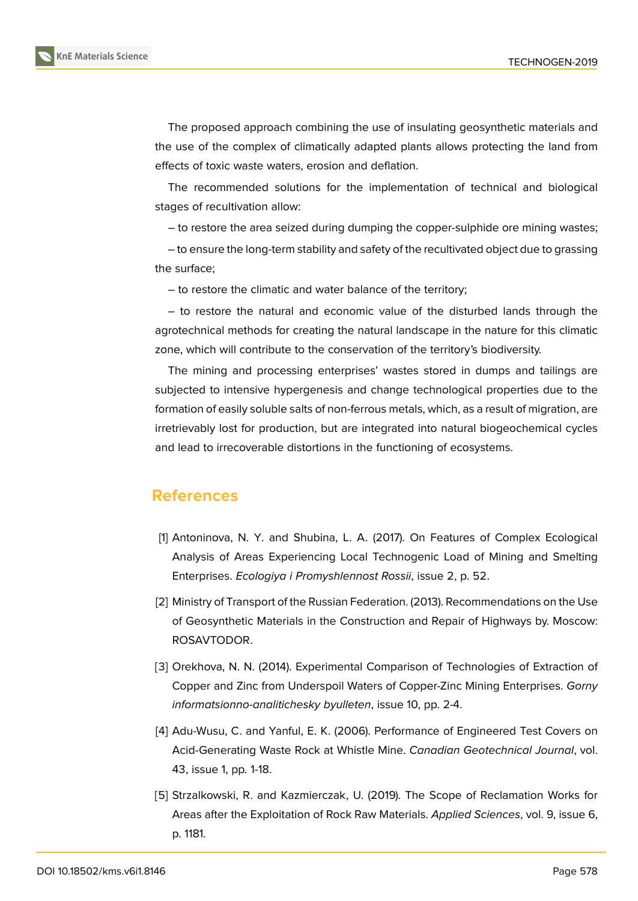The proposed approach combining the use of insulating geosynthetic materials and the use of the complex of climatically adapted plants allows protecting the land from effects of toxic waste waters, erosion and deflation.

The recommended solutions for the implementation of technical and biological stages of recultivation allow:

– to restore the area seized during dumping the copper-sulphide ore mining wastes;

– to ensure the long-term stability and safety of the recultivated object due to grassing the surface;

– to restore the climatic and water balance of the territory;

– to restore the natural and economic value of the disturbed lands through the agrotechnical methods for creating the natural landscape in the nature for this climatic zone, which will contribute to the conservation of the territory's biodiversity.

The mining and processing enterprises' wastes stored in dumps and tailings are subjected to intensive hypergenesis and change technological properties due to the formation of easily soluble salts of non-ferrous metals, which, as a result of migration, are irretrievably lost for production, but are integrated into natural biogeochemical cycles and lead to irrecoverable distortions in the functioning of ecosystems.

## References

[1] Antoninova, N. Y. and Shubina, L. A. (2017). On Features of Complex Ecological Analysis of Areas Experiencing Local Technogenic Load of Mining and Smelting Enterprises. *Ecologiya i Promyshlennost Rossii*, issue 2, p. 52.

[2] Ministry of Transport of the Russian Federation. (2013). Recommendations on the Use of Geosynthetic Materials in the Construction and Repair of Highways by. Moscow: ROSAVTODOR.

[3] Orekhova, N. N. (2014). Experimental Comparison of Technologies of Extraction of Copper and Zinc from Underspoil Waters of Copper-Zinc Mining Enterprises. *Gorny informatsionno-analitichesky byulleten*, issue 10, pp. 2-4.

[4] Adu-Wusu, C. and Yanful, E. K. (2006). Performance of Engineered Test Covers on Acid-Generating Waste Rock at Whistle Mine. *Canadian Geotechnical Journal*, vol. 43, issue 1, pp. 1-18.

[5] Strzalkowski, R. and Kazmierczak, U. (2019). The Scope of Reclamation Works for Areas after the Exploitation of Rock Raw Materials. *Applied Sciences*, vol. 9, issue 6, p. 1181.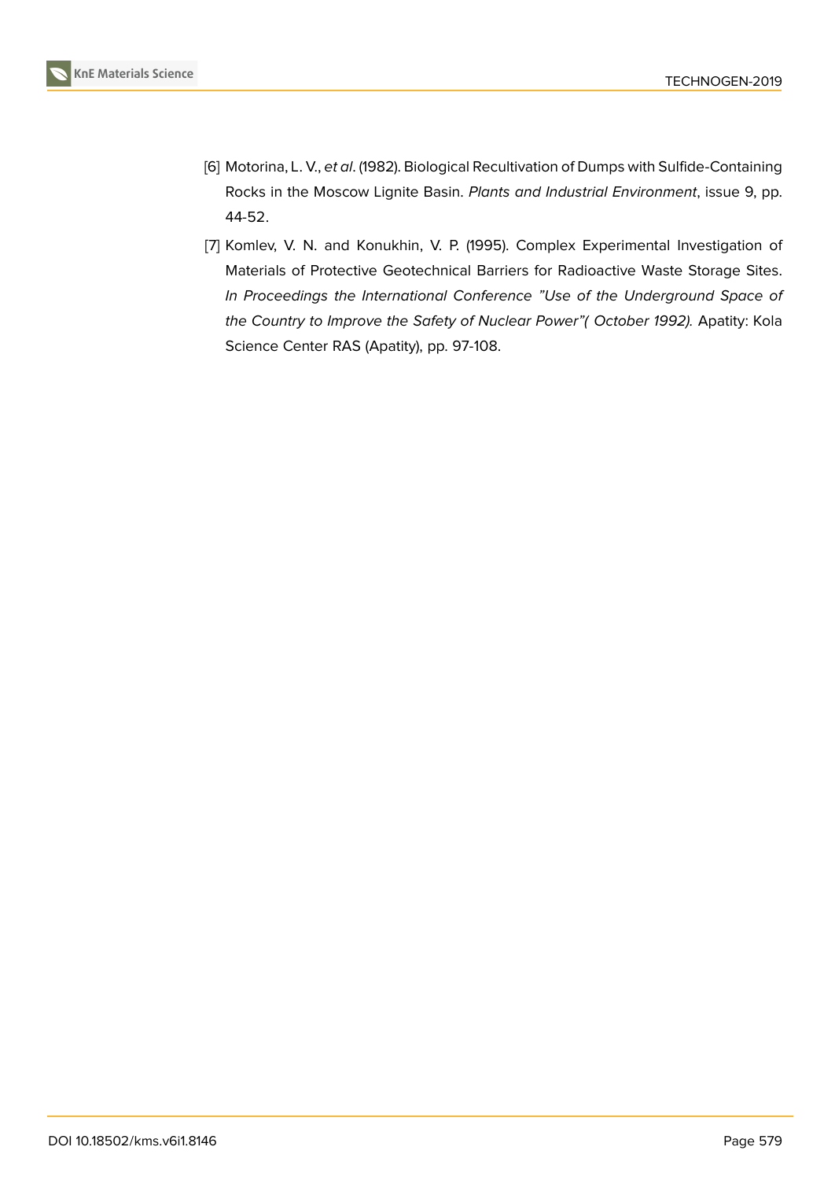[6] Motorina, L. V., *et al*. (1982). Biological Recultivation of Dumps with Sulfide-Containing Rocks in the Moscow Lignite Basin. *Plants and Industrial Environment*, issue 9, pp. 44-52.

[7] Komlev, V. N. and Konukhin, V. P. (1995). Complex Experimental Investigation of Materials of Protective Geotechnical Barriers for Radioactive Waste Storage Sites. *In Proceedings the International Conference "Use of the Underground Space of the Country to Improve the Safety of Nuclear Power"( October 1992).* Apatity: Kola Science Center RAS (Apatity), pp. 97-108.